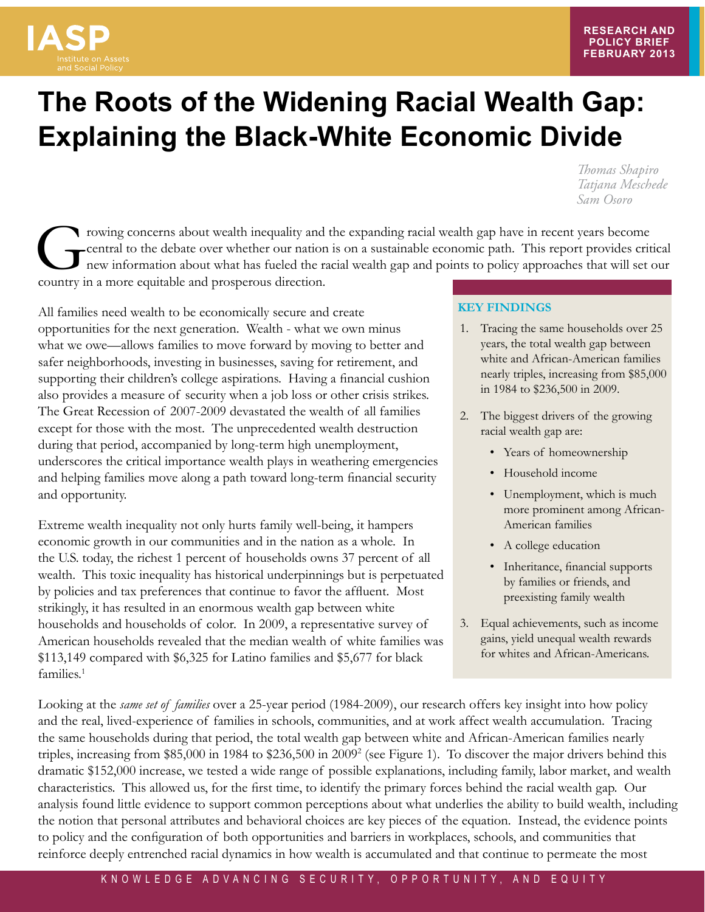IASP
Institute on Assets and Social Policy

RESEARCH AND POLICY BRIEF
FEBRUARY 2013

# The Roots of the Widening Racial Wealth Gap: Explaining the Black-White Economic Divide

*Thomas Shapiro*
*Tatjana Meschede*
*Sam Osoro*

Growing concerns about wealth inequality and the expanding racial wealth gap have in recent years become central to the debate over whether our nation is on a sustainable economic path. This report provides critical new information about what has fueled the racial wealth gap and points to policy approaches that will set our country in a more equitable and prosperous direction.

All families need wealth to be economically secure and create opportunities for the next generation. Wealth - what we own minus what we owe—allows families to move forward by moving to better and safer neighborhoods, investing in businesses, saving for retirement, and supporting their children's college aspirations. Having a financial cushion also provides a measure of security when a job loss or other crisis strikes. The Great Recession of 2007-2009 devastated the wealth of all families except for those with the most. The unprecedented wealth destruction during that period, accompanied by long-term high unemployment, underscores the critical importance wealth plays in weathering emergencies and helping families move along a path toward long-term financial security and opportunity.

Extreme wealth inequality not only hurts family well-being, it hampers economic growth in our communities and in the nation as a whole. In the U.S. today, the richest 1 percent of households owns 37 percent of all wealth. This toxic inequality has historical underpinnings but is perpetuated by policies and tax preferences that continue to favor the affluent. Most strikingly, it has resulted in an enormous wealth gap between white households and households of color. In 2009, a representative survey of American households revealed that the median wealth of white families was $113,149 compared with $6,325 for Latino families and $5,677 for black families.[1]

### KEY FINDINGS

1. Tracing the same households over 25 years, the total wealth gap between white and African-American families nearly triples, increasing from $85,000 in 1984 to $236,500 in 2009.
2. The biggest drivers of the growing racial wealth gap are:
   - Years of homeownership
   - Household income
   - Unemployment, which is much more prominent among African-American families
   - A college education
   - Inheritance, financial supports by families or friends, and preexisting family wealth
3. Equal achievements, such as income gains, yield unequal wealth rewards for whites and African-Americans.

Looking at the *same set of families* over a 25-year period (1984-2009), our research offers key insight into how policy and the real, lived-experience of families in schools, communities, and at work affect wealth accumulation. Tracing the same households during that period, the total wealth gap between white and African-American families nearly triples, increasing from $85,000 in 1984 to $236,500 in 2009[2] (see Figure 1). To discover the major drivers behind this dramatic $152,000 increase, we tested a wide range of possible explanations, including family, labor market, and wealth characteristics. This allowed us, for the first time, to identify the primary forces behind the racial wealth gap. Our analysis found little evidence to support common perceptions about what underlies the ability to build wealth, including the notion that personal attributes and behavioral choices are key pieces of the equation. Instead, the evidence points to policy and the configuration of both opportunities and barriers in workplaces, schools, and communities that reinforce deeply entrenched racial dynamics in how wealth is accumulated and that continue to permeate the most

KNOWLEDGE ADVANCING SECURITY, OPPORTUNITY, AND EQUITY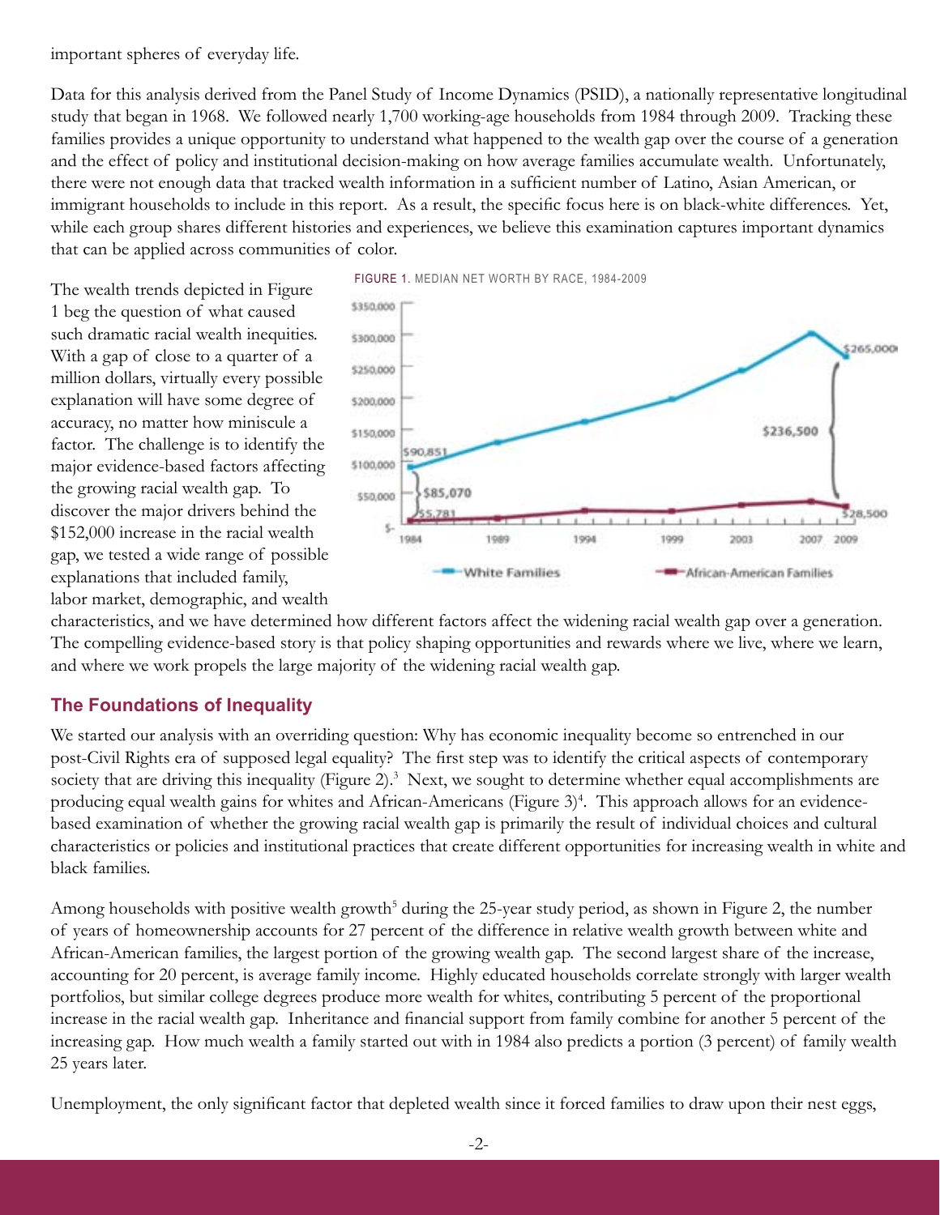important spheres of everyday life.

Data for this analysis derived from the Panel Study of Income Dynamics (PSID), a nationally representative longitudinal study that began in 1968. We followed nearly 1,700 working-age households from 1984 through 2009. Tracking these families provides a unique opportunity to understand what happened to the wealth gap over the course of a generation and the effect of policy and institutional decision-making on how average families accumulate wealth. Unfortunately, there were not enough data that tracked wealth information in a sufficient number of Latino, Asian American, or immigrant households to include in this report. As a result, the specific focus here is on black-white differences. Yet, while each group shares different histories and experiences, we believe this examination captures important dynamics that can be applied across communities of color.

FIGURE 1. MEDIAN NET WORTH BY RACE, 1984-2009

The wealth trends depicted in Figure 1 beg the question of what caused such dramatic racial wealth inequities. With a gap of close to a quarter of a million dollars, virtually every possible explanation will have some degree of accuracy, no matter how miniscule a factor. The challenge is to identify the major evidence-based factors affecting the growing racial wealth gap. To discover the major drivers behind the $152,000 increase in the racial wealth gap, we tested a wide range of possible explanations that included family, labor market, demographic, and wealth characteristics, and we have determined how different factors affect the widening racial wealth gap over a generation. The compelling evidence-based story is that policy shaping opportunities and rewards where we live, where we learn, and where we work propels the large majority of the widening racial wealth gap.

## The Foundations of Inequality

We started our analysis with an overriding question: Why has economic inequality become so entrenched in our post-Civil Rights era of supposed legal equality? The first step was to identify the critical aspects of contemporary society that are driving this inequality (Figure 2).[3] Next, we sought to determine whether equal accomplishments are producing equal wealth gains for whites and African-Americans (Figure 3)[4]. This approach allows for an evidence-based examination of whether the growing racial wealth gap is primarily the result of individual choices and cultural characteristics or policies and institutional practices that create different opportunities for increasing wealth in white and black families.

Among households with positive wealth growth[5] during the 25-year study period, as shown in Figure 2, the number of years of homeownership accounts for 27 percent of the difference in relative wealth growth between white and African-American families, the largest portion of the growing wealth gap. The second largest share of the increase, accounting for 20 percent, is average family income. Highly educated households correlate strongly with larger wealth portfolios, but similar college degrees produce more wealth for whites, contributing 5 percent of the proportional increase in the racial wealth gap. Inheritance and financial support from family combine for another 5 percent of the increasing gap. How much wealth a family started out with in 1984 also predicts a portion (3 percent) of family wealth 25 years later.

Unemployment, the only significant factor that depleted wealth since it forced families to draw upon their nest eggs,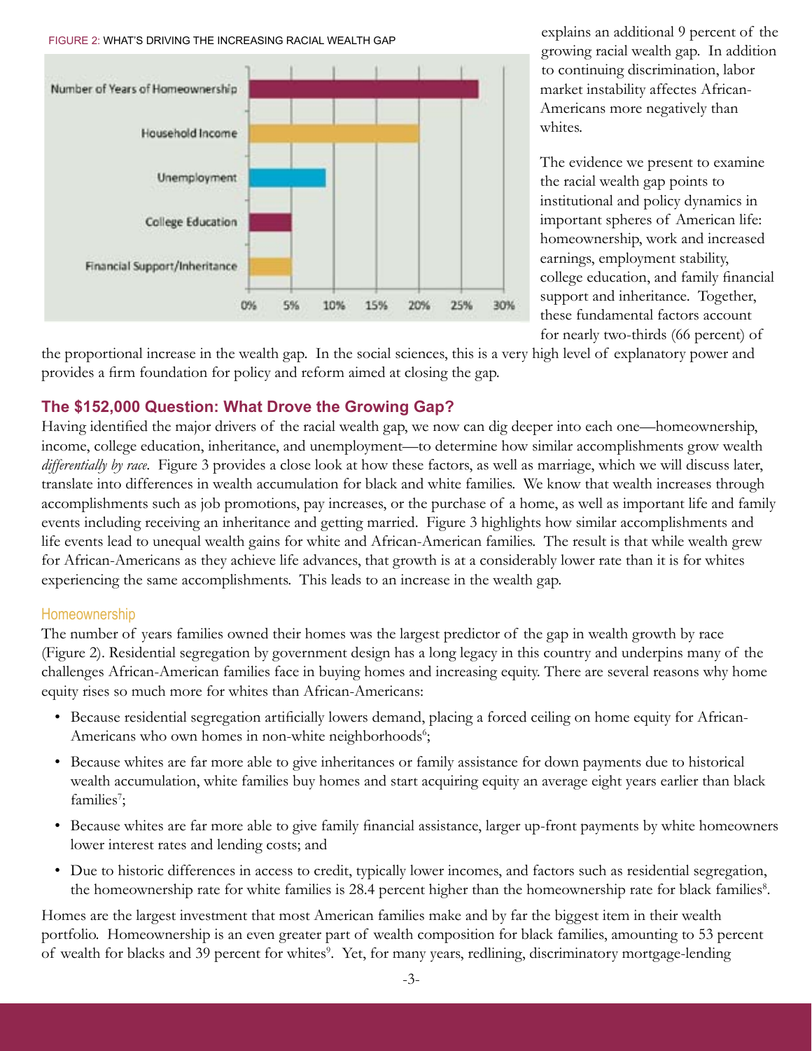FIGURE 2: WHAT'S DRIVING THE INCREASING RACIAL WEALTH GAP

| Factor | Share of increase |
|---|---|
| Number of Years of Homeownership | ~27% |
| Household Income | 20% |
| Unemployment | 9% |
| College Education | 5% |
| Financial Support/Inheritance | 5% |

explains an additional 9 percent of the growing racial wealth gap. In addition to continuing discrimination, labor market instability affectes African-Americans more negatively than whites.

The evidence we present to examine the racial wealth gap points to institutional and policy dynamics in important spheres of American life: homeownership, work and increased earnings, employment stability, college education, and family financial support and inheritance. Together, these fundamental factors account for nearly two-thirds (66 percent) of the proportional increase in the wealth gap. In the social sciences, this is a very high level of explanatory power and provides a firm foundation for policy and reform aimed at closing the gap.

## The $152,000 Question: What Drove the Growing Gap?

Having identified the major drivers of the racial wealth gap, we now can dig deeper into each one—homeownership, income, college education, inheritance, and unemployment—to determine how similar accomplishments grow wealth *differentially by race*. Figure 3 provides a close look at how these factors, as well as marriage, which we will discuss later, translate into differences in wealth accumulation for black and white families. We know that wealth increases through accomplishments such as job promotions, pay increases, or the purchase of a home, as well as important life and family events including receiving an inheritance and getting married. Figure 3 highlights how similar accomplishments and life events lead to unequal wealth gains for white and African-American families. The result is that while wealth grew for African-Americans as they achieve life advances, that growth is at a considerably lower rate than it is for whites experiencing the same accomplishments. This leads to an increase in the wealth gap.

### Homeownership

The number of years families owned their homes was the largest predictor of the gap in wealth growth by race (Figure 2). Residential segregation by government design has a long legacy in this country and underpins many of the challenges African-American families face in buying homes and increasing equity. There are several reasons why home equity rises so much more for whites than African-Americans:

- Because residential segregation artificially lowers demand, placing a forced ceiling on home equity for African-Americans who own homes in non-white neighborhoods[6];
- Because whites are far more able to give inheritances or family assistance for down payments due to historical wealth accumulation, white families buy homes and start acquiring equity an average eight years earlier than black families[7];
- Because whites are far more able to give family financial assistance, larger up-front payments by white homeowners lower interest rates and lending costs; and
- Due to historic differences in access to credit, typically lower incomes, and factors such as residential segregation, the homeownership rate for white families is 28.4 percent higher than the homeownership rate for black families[8].

Homes are the largest investment that most American families make and by far the biggest item in their wealth portfolio. Homeownership is an even greater part of wealth composition for black families, amounting to 53 percent of wealth for blacks and 39 percent for whites[9]. Yet, for many years, redlining, discriminatory mortgage-lending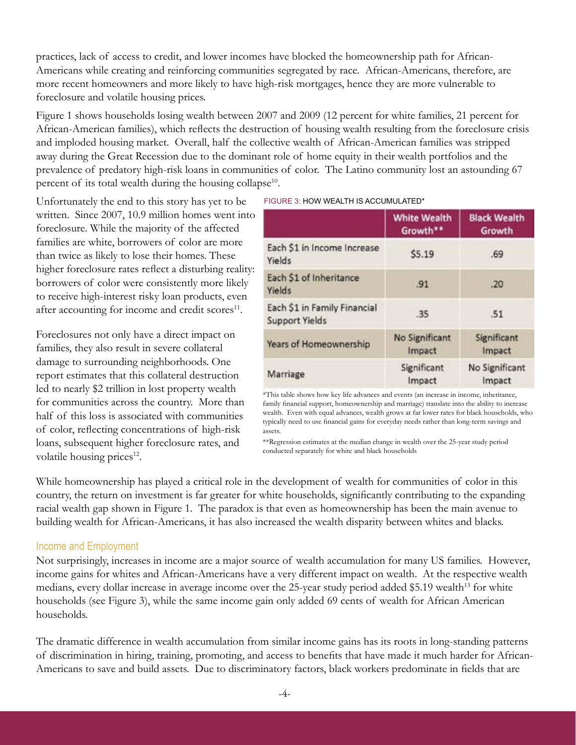practices, lack of access to credit, and lower incomes have blocked the homeownership path for African-Americans while creating and reinforcing communities segregated by race. African-Americans, therefore, are more recent homeowners and more likely to have high-risk mortgages, hence they are more vulnerable to foreclosure and volatile housing prices.

Figure 1 shows households losing wealth between 2007 and 2009 (12 percent for white families, 21 percent for African-American families), which reflects the destruction of housing wealth resulting from the foreclosure crisis and imploded housing market. Overall, half the collective wealth of African-American families was stripped away during the Great Recession due to the dominant role of home equity in their wealth portfolios and the prevalence of predatory high-risk loans in communities of color. The Latino community lost an astounding 67 percent of its total wealth during the housing collapse[10].

Unfortunately the end to this story has yet to be written. Since 2007, 10.9 million homes went into foreclosure. While the majority of the affected families are white, borrowers of color are more than twice as likely to lose their homes. These higher foreclosure rates reflect a disturbing reality: borrowers of color were consistently more likely to receive high-interest risky loan products, even after accounting for income and credit scores[11].

Foreclosures not only have a direct impact on families, they also result in severe collateral damage to surrounding neighborhoods. One report estimates that this collateral destruction led to nearly $2 trillion in lost property wealth for communities across the country. More than half of this loss is associated with communities of color, reflecting concentrations of high-risk loans, subsequent higher foreclosure rates, and volatile housing prices[12].

FIGURE 3: HOW WEALTH IS ACCUMULATED*

| | White Wealth Growth** | Black Wealth Growth |
|---|---|---|
| Each $1 in Income Increase Yields | $5.19 | .69 |
| Each $1 of Inheritance Yields | .91 | .20 |
| Each $1 in Family Financial Support Yields | .35 | .51 |
| Years of Homeownership | No Significant Impact | Significant Impact |
| Marriage | Significant Impact | No Significant Impact |

*This table shows how key life advances and events (an increase in income, inheritance, family financial support, homeownership and marriage) translate into the ability to increase wealth. Even with equal advances, wealth grows at far lower rates for black households, who typically need to use financial gains for everyday needs rather than long-term savings and assets.

**Regression estimates at the median change in wealth over the 25-year study period conducted separately for white and black households

While homeownership has played a critical role in the development of wealth for communities of color in this country, the return on investment is far greater for white households, significantly contributing to the expanding racial wealth gap shown in Figure 1. The paradox is that even as homeownership has been the main avenue to building wealth for African-Americans, it has also increased the wealth disparity between whites and blacks.

## Income and Employment

Not surprisingly, increases in income are a major source of wealth accumulation for many US families. However, income gains for whites and African-Americans have a very different impact on wealth. At the respective wealth medians, every dollar increase in average income over the 25-year study period added $5.19 wealth[13] for white households (see Figure 3), while the same income gain only added 69 cents of wealth for African American households.

The dramatic difference in wealth accumulation from similar income gains has its roots in long-standing patterns of discrimination in hiring, training, promoting, and access to benefits that have made it much harder for African-Americans to save and build assets. Due to discriminatory factors, black workers predominate in fields that are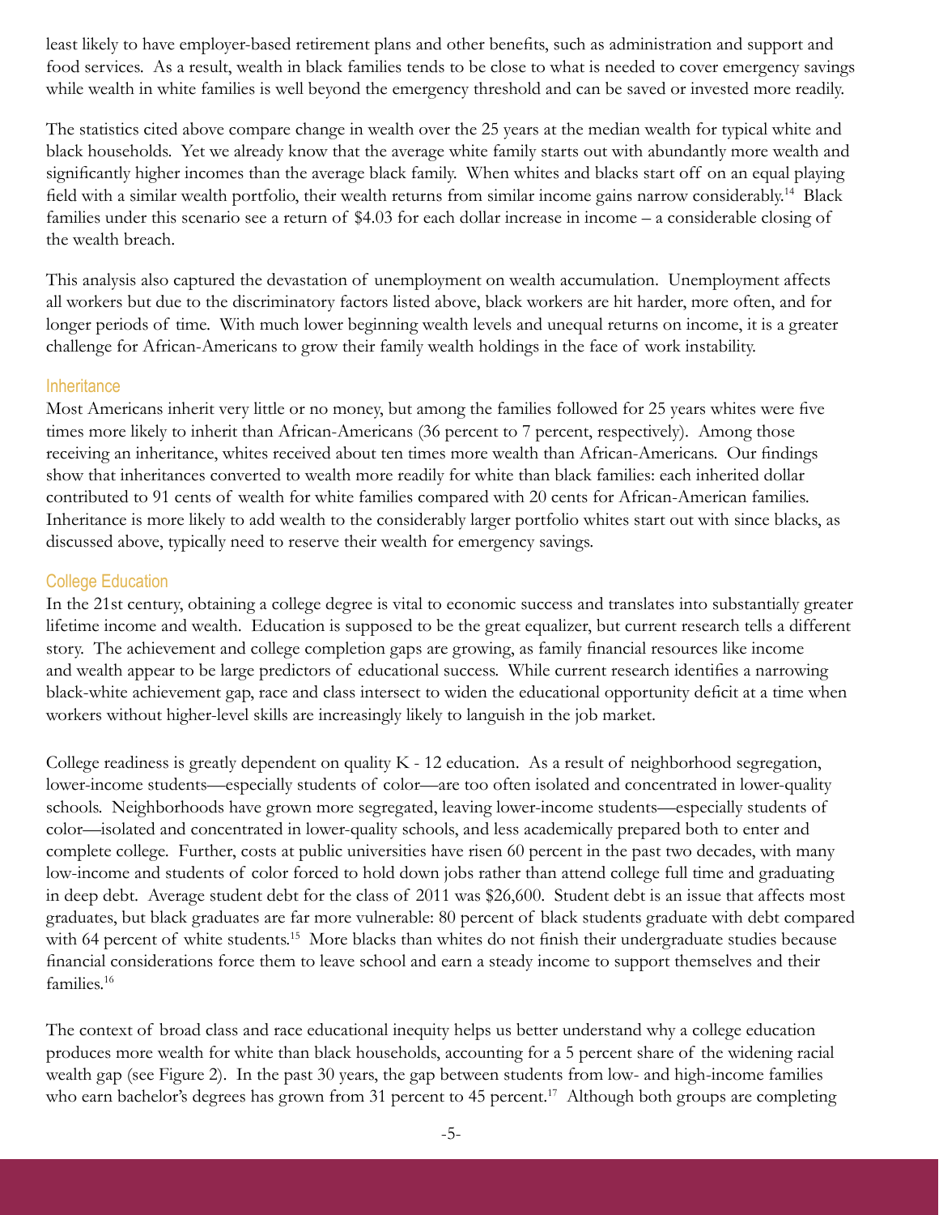least likely to have employer-based retirement plans and other benefits, such as administration and support and food services. As a result, wealth in black families tends to be close to what is needed to cover emergency savings while wealth in white families is well beyond the emergency threshold and can be saved or invested more readily.

The statistics cited above compare change in wealth over the 25 years at the median wealth for typical white and black households. Yet we already know that the average white family starts out with abundantly more wealth and significantly higher incomes than the average black family. When whites and blacks start off on an equal playing field with a similar wealth portfolio, their wealth returns from similar income gains narrow considerably.[14] Black families under this scenario see a return of $4.03 for each dollar increase in income – a considerable closing of the wealth breach.

This analysis also captured the devastation of unemployment on wealth accumulation. Unemployment affects all workers but due to the discriminatory factors listed above, black workers are hit harder, more often, and for longer periods of time. With much lower beginning wealth levels and unequal returns on income, it is a greater challenge for African-Americans to grow their family wealth holdings in the face of work instability.

### Inheritance

Most Americans inherit very little or no money, but among the families followed for 25 years whites were five times more likely to inherit than African-Americans (36 percent to 7 percent, respectively). Among those receiving an inheritance, whites received about ten times more wealth than African-Americans. Our findings show that inheritances converted to wealth more readily for white than black families: each inherited dollar contributed to 91 cents of wealth for white families compared with 20 cents for African-American families. Inheritance is more likely to add wealth to the considerably larger portfolio whites start out with since blacks, as discussed above, typically need to reserve their wealth for emergency savings.

### College Education

In the 21st century, obtaining a college degree is vital to economic success and translates into substantially greater lifetime income and wealth. Education is supposed to be the great equalizer, but current research tells a different story. The achievement and college completion gaps are growing, as family financial resources like income and wealth appear to be large predictors of educational success. While current research identifies a narrowing black-white achievement gap, race and class intersect to widen the educational opportunity deficit at a time when workers without higher-level skills are increasingly likely to languish in the job market.

College readiness is greatly dependent on quality K - 12 education. As a result of neighborhood segregation, lower-income students—especially students of color—are too often isolated and concentrated in lower-quality schools. Neighborhoods have grown more segregated, leaving lower-income students—especially students of color—isolated and concentrated in lower-quality schools, and less academically prepared both to enter and complete college. Further, costs at public universities have risen 60 percent in the past two decades, with many low-income and students of color forced to hold down jobs rather than attend college full time and graduating in deep debt. Average student debt for the class of 2011 was $26,600. Student debt is an issue that affects most graduates, but black graduates are far more vulnerable: 80 percent of black students graduate with debt compared with 64 percent of white students.[15] More blacks than whites do not finish their undergraduate studies because financial considerations force them to leave school and earn a steady income to support themselves and their families.[16]

The context of broad class and race educational inequity helps us better understand why a college education produces more wealth for white than black households, accounting for a 5 percent share of the widening racial wealth gap (see Figure 2). In the past 30 years, the gap between students from low- and high-income families who earn bachelor's degrees has grown from 31 percent to 45 percent.[17] Although both groups are completing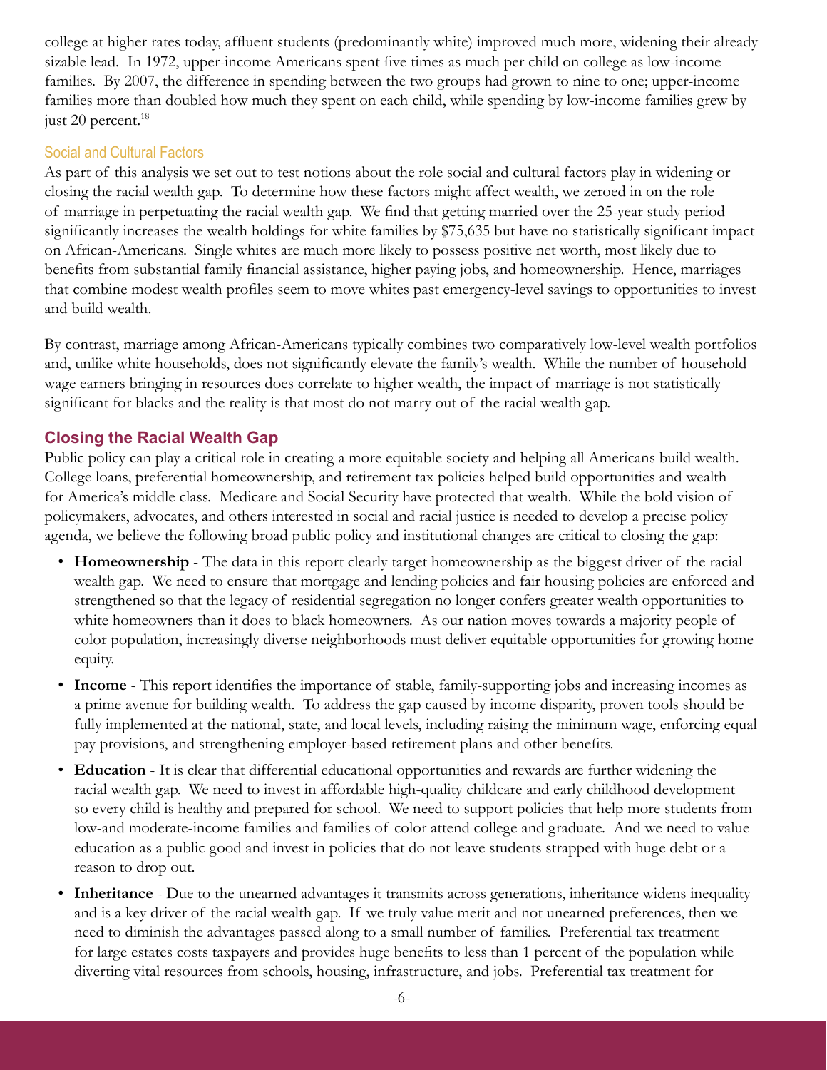college at higher rates today, affluent students (predominantly white) improved much more, widening their already sizable lead. In 1972, upper-income Americans spent five times as much per child on college as low-income families. By 2007, the difference in spending between the two groups had grown to nine to one; upper-income families more than doubled how much they spent on each child, while spending by low-income families grew by just 20 percent.[18]

### Social and Cultural Factors

As part of this analysis we set out to test notions about the role social and cultural factors play in widening or closing the racial wealth gap. To determine how these factors might affect wealth, we zeroed in on the role of marriage in perpetuating the racial wealth gap. We find that getting married over the 25-year study period significantly increases the wealth holdings for white families by $75,635 but have no statistically significant impact on African-Americans. Single whites are much more likely to possess positive net worth, most likely due to benefits from substantial family financial assistance, higher paying jobs, and homeownership. Hence, marriages that combine modest wealth profiles seem to move whites past emergency-level savings to opportunities to invest and build wealth.

By contrast, marriage among African-Americans typically combines two comparatively low-level wealth portfolios and, unlike white households, does not significantly elevate the family's wealth. While the number of household wage earners bringing in resources does correlate to higher wealth, the impact of marriage is not statistically significant for blacks and the reality is that most do not marry out of the racial wealth gap.

## Closing the Racial Wealth Gap

Public policy can play a critical role in creating a more equitable society and helping all Americans build wealth. College loans, preferential homeownership, and retirement tax policies helped build opportunities and wealth for America's middle class. Medicare and Social Security have protected that wealth. While the bold vision of policymakers, advocates, and others interested in social and racial justice is needed to develop a precise policy agenda, we believe the following broad public policy and institutional changes are critical to closing the gap:

- **Homeownership** - The data in this report clearly target homeownership as the biggest driver of the racial wealth gap. We need to ensure that mortgage and lending policies and fair housing policies are enforced and strengthened so that the legacy of residential segregation no longer confers greater wealth opportunities to white homeowners than it does to black homeowners. As our nation moves towards a majority people of color population, increasingly diverse neighborhoods must deliver equitable opportunities for growing home equity.
- **Income** - This report identifies the importance of stable, family-supporting jobs and increasing incomes as a prime avenue for building wealth. To address the gap caused by income disparity, proven tools should be fully implemented at the national, state, and local levels, including raising the minimum wage, enforcing equal pay provisions, and strengthening employer-based retirement plans and other benefits.
- **Education** - It is clear that differential educational opportunities and rewards are further widening the racial wealth gap. We need to invest in affordable high-quality childcare and early childhood development so every child is healthy and prepared for school. We need to support policies that help more students from low-and moderate-income families and families of color attend college and graduate. And we need to value education as a public good and invest in policies that do not leave students strapped with huge debt or a reason to drop out.
- **Inheritance** - Due to the unearned advantages it transmits across generations, inheritance widens inequality and is a key driver of the racial wealth gap. If we truly value merit and not unearned preferences, then we need to diminish the advantages passed along to a small number of families. Preferential tax treatment for large estates costs taxpayers and provides huge benefits to less than 1 percent of the population while diverting vital resources from schools, housing, infrastructure, and jobs. Preferential tax treatment for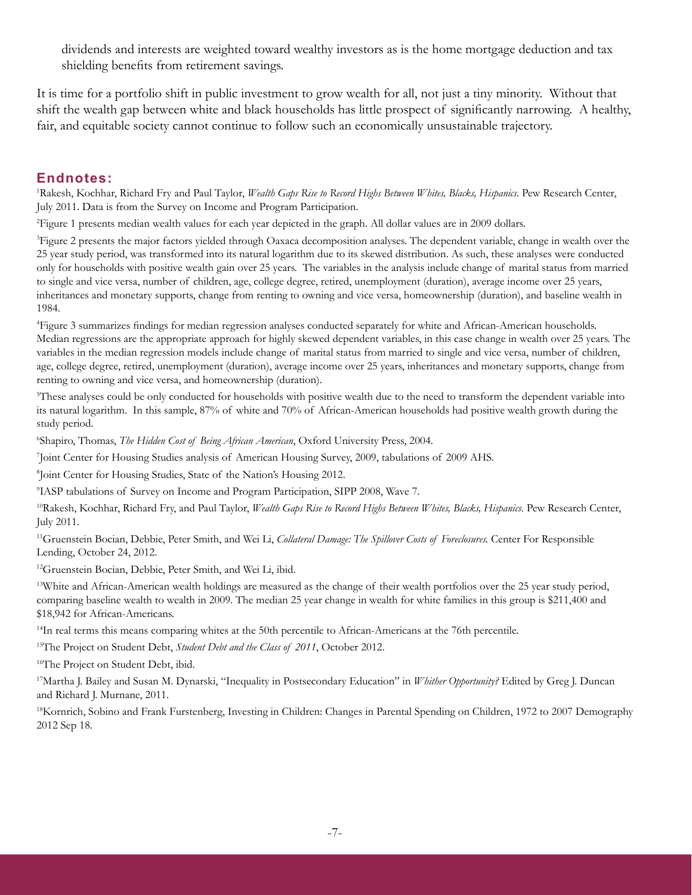dividends and interests are weighted toward wealthy investors as is the home mortgage deduction and tax shielding benefits from retirement savings.

It is time for a portfolio shift in public investment to grow wealth for all, not just a tiny minority. Without that shift the wealth gap between white and black households has little prospect of significantly narrowing. A healthy, fair, and equitable society cannot continue to follow such an economically unsustainable trajectory.

## Endnotes:

[1]Rakesh, Kochhar, Richard Fry and Paul Taylor, *Wealth Gaps Rise to Record Highs Between Whites, Blacks, Hispanics*. Pew Research Center, July 2011. Data is from the Survey on Income and Program Participation.

[2]Figure 1 presents median wealth values for each year depicted in the graph. All dollar values are in 2009 dollars.

[3]Figure 2 presents the major factors yielded through Oaxaca decomposition analyses. The dependent variable, change in wealth over the 25 year study period, was transformed into its natural logarithm due to its skewed distribution. As such, these analyses were conducted only for households with positive wealth gain over 25 years. The variables in the analysis include change of marital status from married to single and vice versa, number of children, age, college degree, retired, unemployment (duration), average income over 25 years, inheritances and monetary supports, change from renting to owning and vice versa, homeownership (duration), and baseline wealth in 1984.

[4]Figure 3 summarizes findings for median regression analyses conducted separately for white and African-American households. Median regressions are the appropriate approach for highly skewed dependent variables, in this case change in wealth over 25 years. The variables in the median regression models include change of marital status from married to single and vice versa, number of children, age, college degree, retired, unemployment (duration), average income over 25 years, inheritances and monetary supports, change from renting to owning and vice versa, and homeownership (duration).

[5]These analyses could be only conducted for households with positive wealth due to the need to transform the dependent variable into its natural logarithm. In this sample, 87% of white and 70% of African-American households had positive wealth growth during the study period.

[6]Shapiro, Thomas, *The Hidden Cost of Being African American*, Oxford University Press, 2004.

[7]Joint Center for Housing Studies analysis of American Housing Survey, 2009, tabulations of 2009 AHS.

[8]Joint Center for Housing Studies, State of the Nation's Housing 2012.

[9]IASP tabulations of Survey on Income and Program Participation, SIPP 2008, Wave 7.

[10]Rakesh, Kochhar, Richard Fry, and Paul Taylor, *Wealth Gaps Rise to Record Highs Between Whites, Blacks, Hispanics*. Pew Research Center, July 2011.

[11]Gruenstein Bocian, Debbie, Peter Smith, and Wei Li, *Collateral Damage: The Spillover Costs of Foreclosures.* Center For Responsible Lending, October 24, 2012.

[12]Gruenstein Bocian, Debbie, Peter Smith, and Wei Li, ibid.

[13]White and African-American wealth holdings are measured as the change of their wealth portfolios over the 25 year study period, comparing baseline wealth to wealth in 2009. The median 25 year change in wealth for white families in this group is $211,400 and $18,942 for African-Americans.

[14]In real terms this means comparing whites at the 50th percentile to African-Americans at the 76th percentile.

[15]The Project on Student Debt, *Student Debt and the Class of 2011*, October 2012.

[16]The Project on Student Debt, ibid.

[17]Martha J. Bailey and Susan M. Dynarski, "Inequality in Postsecondary Education" in *Whither Opportunity?* Edited by Greg J. Duncan and Richard J. Murnane, 2011.

[18]Kornrich, Sobino and Frank Furstenberg, Investing in Children: Changes in Parental Spending on Children, 1972 to 2007 Demography 2012 Sep 18.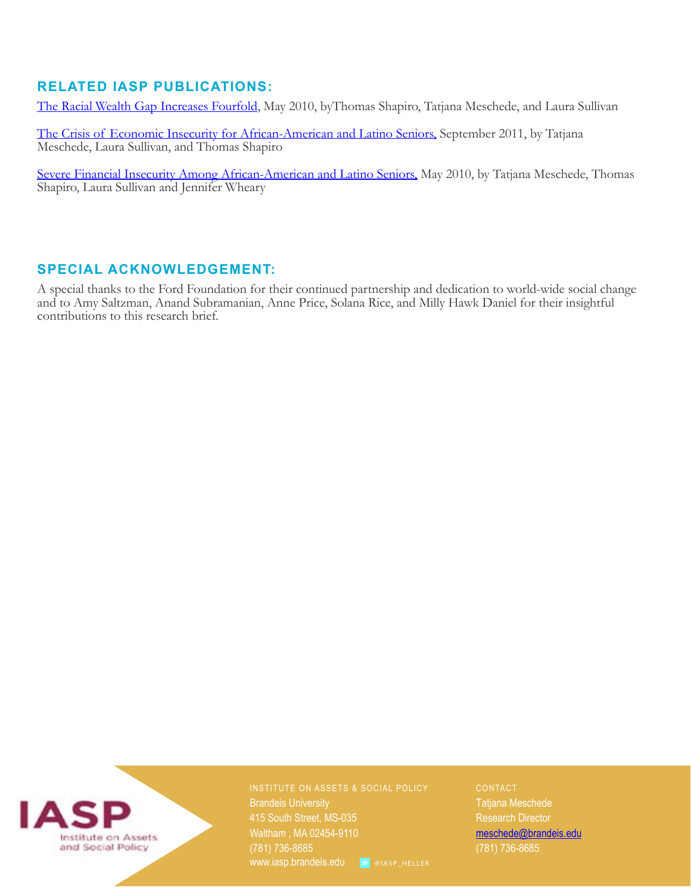## RELATED IASP PUBLICATIONS:

The Racial Wealth Gap Increases Fourfold, May 2010, byThomas Shapiro, Tatjana Meschede, and Laura Sullivan

The Crisis of Economic Insecurity for African-American and Latino Seniors, September 2011, by Tatjana Meschede, Laura Sullivan, and Thomas Shapiro

Severe Financial Insecurity Among African-American and Latino Seniors, May 2010, by Tatjana Meschede, Thomas Shapiro, Laura Sullivan and Jennifer Wheary

## SPECIAL ACKNOWLEDGEMENT:

A special thanks to the Ford Foundation for their continued partnership and dedication to world-wide social change and to Amy Saltzman, Anand Subramanian, Anne Price, Solana Rice, and Milly Hawk Daniel for their insightful contributions to this research brief.

IASP
Institute on Assets and Social Policy

INSTITUTE ON ASSETS & SOCIAL POLICY
Brandeis University
415 South Street, MS-035
Waltham , MA 02454-9110
(781) 736-8685
www.iasp.brandeis.edu @IASP_HELLER

CONTACT
Tatjana Meschede
Research Director
meschede@brandeis.edu
(781) 736-8685